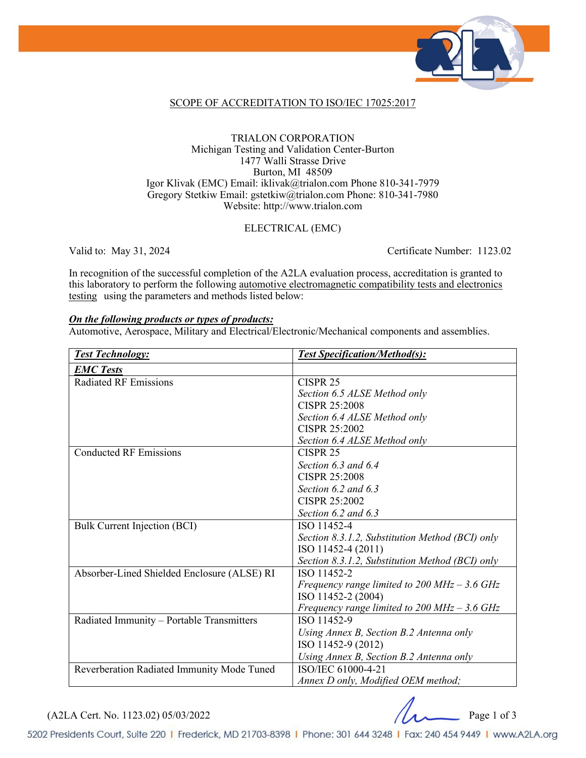## SCOPE OF ACCREDITATION TO ISO/IEC 17025:2017

TRIALON CORPORATION
Michigan Testing and Validation Center-Burton
1477 Walli Strasse Drive
Burton, MI 48509
Igor Klivak (EMC) Email: iklivak@trialon.com Phone 810-341-7979
Gregory Stetkiw Email: gstetkiw@trialon.com Phone: 810-341-7980
Website: http://www.trialon.com

ELECTRICAL (EMC)

Valid to: May 31, 2024 Certificate Number: 1123.02

In recognition of the successful completion of the A2LA evaluation process, accreditation is granted to this laboratory to perform the following automotive electromagnetic compatibility tests and electronics testing using the parameters and methods listed below:

***On the following products or types of products:***
Automotive, Aerospace, Military and Electrical/Electronic/Mechanical components and assemblies.

| ***Test Technology:*** | ***Test Specification/Method(s):*** |
|---|---|
| ***EMC Tests*** | |
| Radiated RF Emissions | CISPR 25<br>*Section 6.5 ALSE Method only*<br>CISPR 25:2008<br>*Section 6.4 ALSE Method only*<br>CISPR 25:2002<br>*Section 6.4 ALSE Method only* |
| Conducted RF Emissions | CISPR 25<br>*Section 6.3 and 6.4*<br>CISPR 25:2008<br>*Section 6.2 and 6.3*<br>CISPR 25:2002<br>*Section 6.2 and 6.3* |
| Bulk Current Injection (BCI) | ISO 11452-4<br>*Section 8.3.1.2, Substitution Method (BCI) only*<br>ISO 11452-4 (2011)<br>*Section 8.3.1.2, Substitution Method (BCI) only* |
| Absorber-Lined Shielded Enclosure (ALSE) RI | ISO 11452-2<br>*Frequency range limited to 200 MHz – 3.6 GHz*<br>ISO 11452-2 (2004)<br>*Frequency range limited to 200 MHz – 3.6 GHz* |
| Radiated Immunity – Portable Transmitters | ISO 11452-9<br>*Using Annex B, Section B.2 Antenna only*<br>ISO 11452-9 (2012)<br>*Using Annex B, Section B.2 Antenna only* |
| Reverberation Radiated Immunity Mode Tuned | ISO/IEC 61000-4-21<br>*Annex D only, Modified OEM method;* |

(A2LA Cert. No. 1123.02) 05/03/2022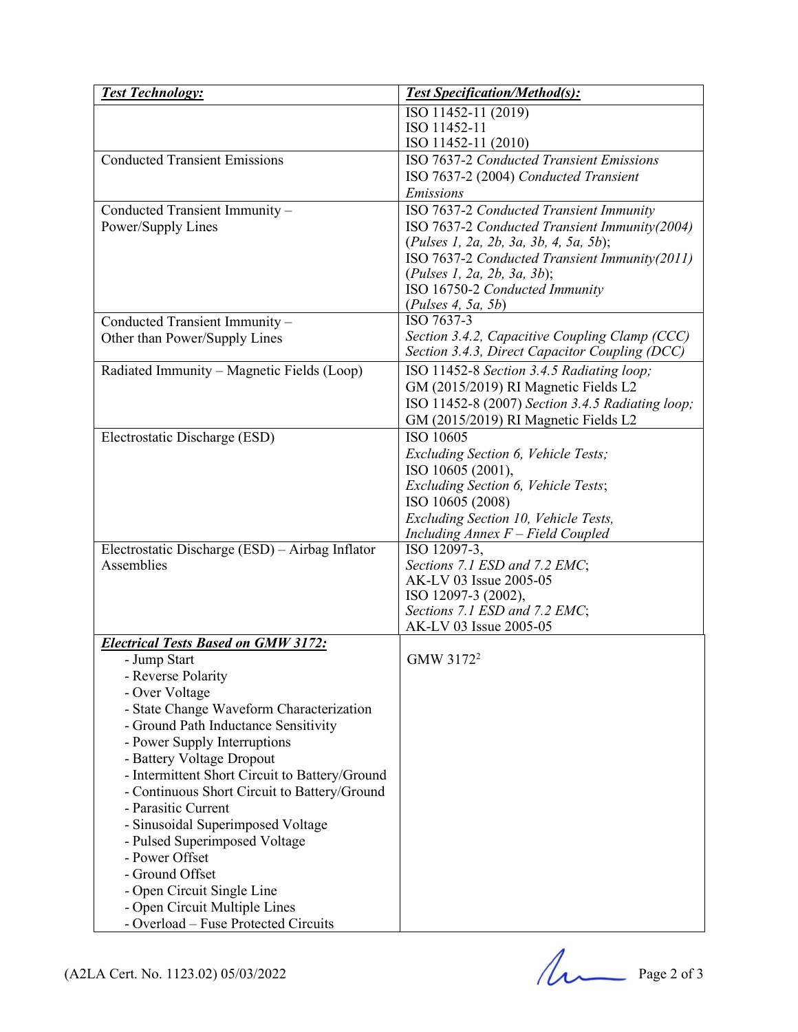| ***Test Technology:*** | ***Test Specification/Method(s):*** |
|---|---|
| | ISO 11452-11 (2019)<br>ISO 11452-11<br>ISO 11452-11 (2010) |
| Conducted Transient Emissions | ISO 7637-2 *Conducted Transient Emissions*<br>ISO 7637-2 (2004) *Conducted Transient Emissions* |
| Conducted Transient Immunity – Power/Supply Lines | ISO 7637-2 *Conducted Transient Immunity*<br>ISO 7637-2 *Conducted Transient Immunity(2004)* (*Pulses 1, 2a, 2b, 3a, 3b, 4, 5a, 5b*);<br>ISO 7637-2 *Conducted Transient Immunity(2011)* (*Pulses 1, 2a, 2b, 3a, 3b*);<br>ISO 16750-2 *Conducted Immunity* (*Pulses 4, 5a, 5b*) |
| Conducted Transient Immunity – Other than Power/Supply Lines | ISO 7637-3<br>*Section 3.4.2, Capacitive Coupling Clamp (CCC)*<br>*Section 3.4.3, Direct Capacitor Coupling (DCC)* |
| Radiated Immunity – Magnetic Fields (Loop) | ISO 11452-8 *Section 3.4.5 Radiating loop;*<br>GM (2015/2019) RI Magnetic Fields L2<br>ISO 11452-8 (2007) *Section 3.4.5 Radiating loop;*<br>GM (2015/2019) RI Magnetic Fields L2 |
| Electrostatic Discharge (ESD) | ISO 10605<br>*Excluding Section 6, Vehicle Tests;*<br>ISO 10605 (2001),<br>*Excluding Section 6, Vehicle Tests*;<br>ISO 10605 (2008)<br>*Excluding Section 10, Vehicle Tests, Including Annex F – Field Coupled* |
| Electrostatic Discharge (ESD) – Airbag Inflator Assemblies | ISO 12097-3,<br>*Sections 7.1 ESD and 7.2 EMC*;<br>AK-LV 03 Issue 2005-05<br>ISO 12097-3 (2002),<br>*Sections 7.1 ESD and 7.2 EMC*;<br>AK-LV 03 Issue 2005-05 |
| ***Electrical Tests Based on GMW 3172:***<br>- Jump Start<br>- Reverse Polarity<br>- Over Voltage<br>- State Change Waveform Characterization<br>- Ground Path Inductance Sensitivity<br>- Power Supply Interruptions<br>- Battery Voltage Dropout<br>- Intermittent Short Circuit to Battery/Ground<br>- Continuous Short Circuit to Battery/Ground<br>- Parasitic Current<br>- Sinusoidal Superimposed Voltage<br>- Pulsed Superimposed Voltage<br>- Power Offset<br>- Ground Offset<br>- Open Circuit Single Line<br>- Open Circuit Multiple Lines<br>- Overload – Fuse Protected Circuits | GMW 3172[2] |

(A2LA Cert. No. 1123.02) 05/03/2022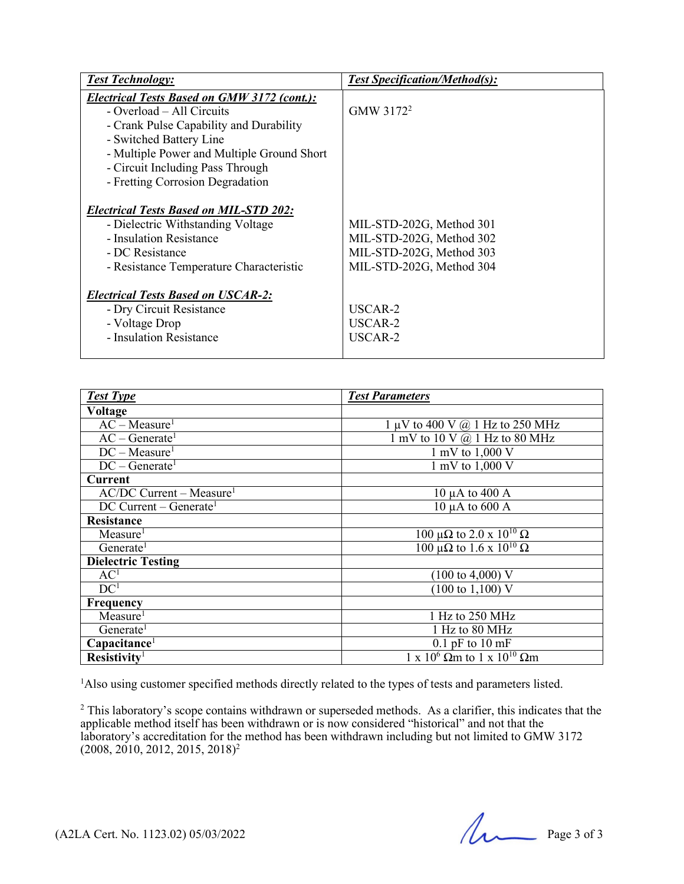| ***Test Technology:*** | ***Test Specification/Method(s):*** |
|---|---|
| ***Electrical Tests Based on GMW 3172 (cont.):*** | |
| - Overload – All Circuits | GMW 3172[2] |
| - Crank Pulse Capability and Durability | |
| - Switched Battery Line | |
| - Multiple Power and Multiple Ground Short | |
| - Circuit Including Pass Through | |
| - Fretting Corrosion Degradation | |
| ***Electrical Tests Based on MIL-STD 202:*** | |
| - Dielectric Withstanding Voltage | MIL-STD-202G, Method 301 |
| - Insulation Resistance | MIL-STD-202G, Method 302 |
| - DC Resistance | MIL-STD-202G, Method 303 |
| - Resistance Temperature Characteristic | MIL-STD-202G, Method 304 |
| ***Electrical Tests Based on USCAR-2:*** | |
| - Dry Circuit Resistance | USCAR-2 |
| - Voltage Drop | USCAR-2 |
| - Insulation Resistance | USCAR-2 |

| ***Test Type*** | ***Test Parameters*** |
|---|---|
| **Voltage** | |
| AC – Measure[1] | 1 µV to 400 V @ 1 Hz to 250 MHz |
| AC – Generate[1] | 1 mV to 10 V @ 1 Hz to 80 MHz |
| DC – Measure[1] | 1 mV to 1,000 V |
| DC – Generate[1] | 1 mV to 1,000 V |
| **Current** | |
| AC/DC Current – Measure[1] | 10 µA to 400 A |
| DC Current – Generate[1] | 10 µA to 600 A |
| **Resistance** | |
| Measure[1] | 100 µΩ to 2.0 x $10^{10}$ Ω |
| Generate[1] | 100 µΩ to 1.6 x $10^{10}$ Ω |
| **Dielectric Testing** | |
| AC[1] | (100 to 4,000) V |
| DC[1] | (100 to 1,100) V |
| **Frequency** | |
| Measure[1] | 1 Hz to 250 MHz |
| Generate[1] | 1 Hz to 80 MHz |
| **Capacitance**[1] | 0.1 pF to 10 mF |
| **Resistivity**[1] | 1 x $10^6$ Ωm to 1 x $10^{10}$ Ωm |

[1]Also using customer specified methods directly related to the types of tests and parameters listed.

[2] This laboratory's scope contains withdrawn or superseded methods. As a clarifier, this indicates that the applicable method itself has been withdrawn or is now considered "historical" and not that the laboratory's accreditation for the method has been withdrawn including but not limited to GMW 3172 (2008, 2010, 2012, 2015, 2018)[2]

(A2LA Cert. No. 1123.02) 05/03/2022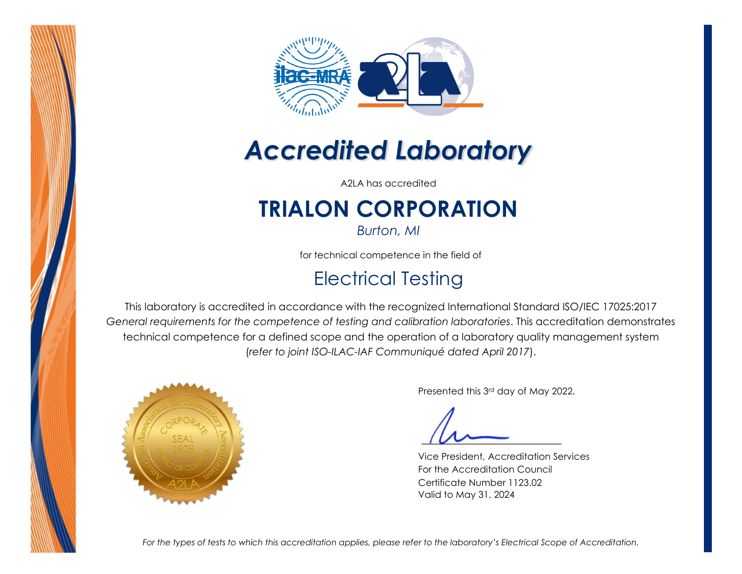# *Accredited Laboratory*

A2LA has accredited

## TRIALON CORPORATION

*Burton, MI*

for technical competence in the field of

## Electrical Testing

This laboratory is accredited in accordance with the recognized International Standard ISO/IEC 17025:2017 *General requirements for the competence of testing and calibration laboratories*. This accreditation demonstrates technical competence for a defined scope and the operation of a laboratory quality management system (*refer to joint ISO-ILAC-IAF Communiqué dated April 2017*).

Presented this 3rd day of May 2022.

Vice President, Accreditation Services
For the Accreditation Council
Certificate Number 1123.02
Valid to May 31, 2024

*For the types of tests to which this accreditation applies, please refer to the laboratory's Electrical Scope of Accreditation.*